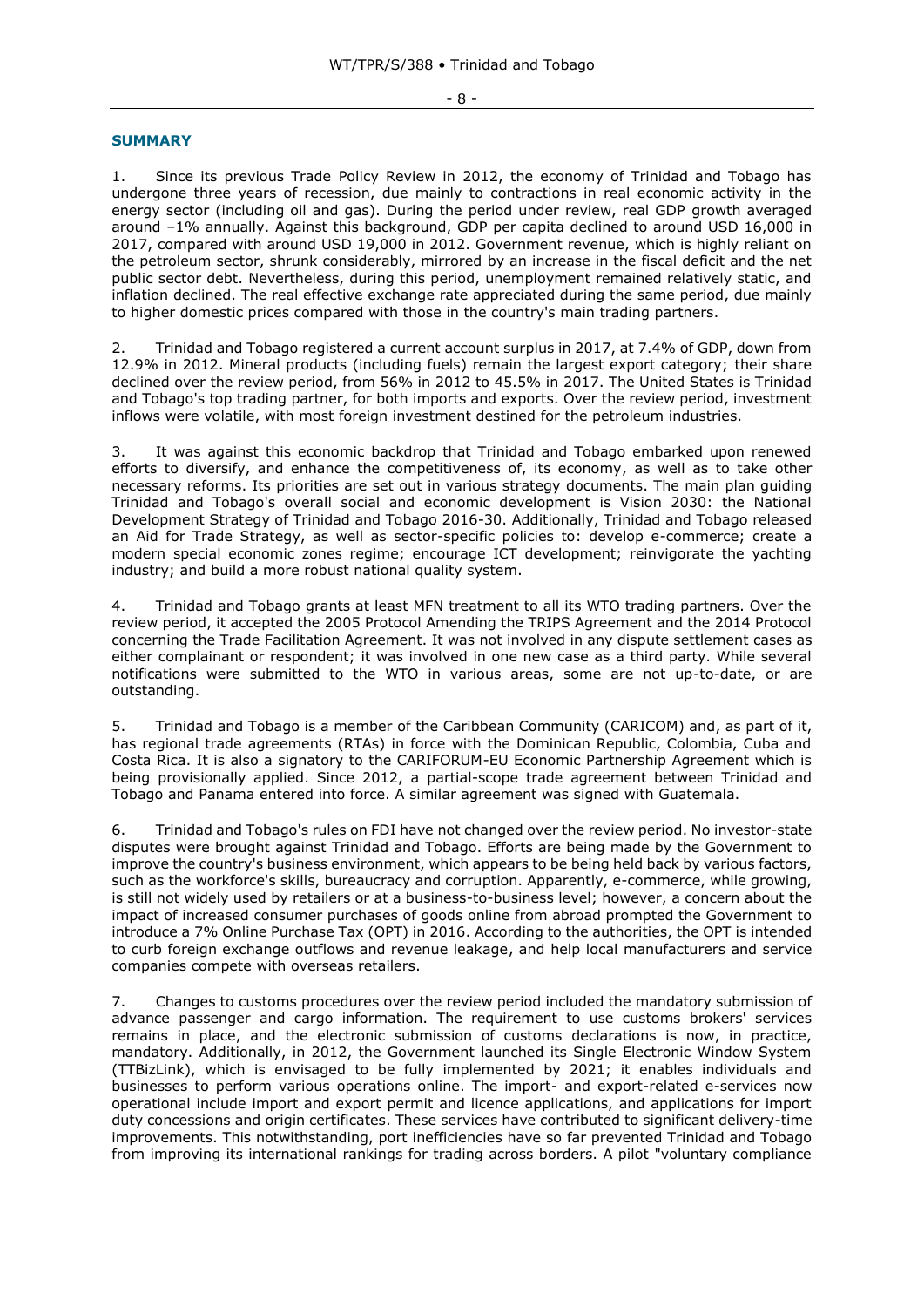## SUMMARY

1. Since its previous Trade Policy Review in 2012, the economy of Trinidad and Tobago has undergone three years of recession, due mainly to contractions in real economic activity in the energy sector (including oil and gas). During the period under review, real GDP growth averaged around –1% annually. Against this background, GDP per capita declined to around USD 16,000 in 2017, compared with around USD 19,000 in 2012. Government revenue, which is highly reliant on the petroleum sector, shrunk considerably, mirrored by an increase in the fiscal deficit and the net public sector debt. Nevertheless, during this period, unemployment remained relatively static, and inflation declined. The real effective exchange rate appreciated during the same period, due mainly to higher domestic prices compared with those in the country's main trading partners.

2. Trinidad and Tobago registered a current account surplus in 2017, at 7.4% of GDP, down from 12.9% in 2012. Mineral products (including fuels) remain the largest export category; their share declined over the review period, from 56% in 2012 to 45.5% in 2017. The United States is Trinidad and Tobago's top trading partner, for both imports and exports. Over the review period, investment inflows were volatile, with most foreign investment destined for the petroleum industries.

3. It was against this economic backdrop that Trinidad and Tobago embarked upon renewed efforts to diversify, and enhance the competitiveness of, its economy, as well as to take other necessary reforms. Its priorities are set out in various strategy documents. The main plan guiding Trinidad and Tobago's overall social and economic development is Vision 2030: the National Development Strategy of Trinidad and Tobago 2016-30. Additionally, Trinidad and Tobago released an Aid for Trade Strategy, as well as sector-specific policies to: develop e-commerce; create a modern special economic zones regime; encourage ICT development; reinvigorate the yachting industry; and build a more robust national quality system.

4. Trinidad and Tobago grants at least MFN treatment to all its WTO trading partners. Over the review period, it accepted the 2005 Protocol Amending the TRIPS Agreement and the 2014 Protocol concerning the Trade Facilitation Agreement. It was not involved in any dispute settlement cases as either complainant or respondent; it was involved in one new case as a third party. While several notifications were submitted to the WTO in various areas, some are not up-to-date, or are outstanding.

5. Trinidad and Tobago is a member of the Caribbean Community (CARICOM) and, as part of it, has regional trade agreements (RTAs) in force with the Dominican Republic, Colombia, Cuba and Costa Rica. It is also a signatory to the CARIFORUM-EU Economic Partnership Agreement which is being provisionally applied. Since 2012, a partial-scope trade agreement between Trinidad and Tobago and Panama entered into force. A similar agreement was signed with Guatemala.

6. Trinidad and Tobago's rules on FDI have not changed over the review period. No investor-state disputes were brought against Trinidad and Tobago. Efforts are being made by the Government to improve the country's business environment, which appears to be being held back by various factors, such as the workforce's skills, bureaucracy and corruption. Apparently, e-commerce, while growing, is still not widely used by retailers or at a business-to-business level; however, a concern about the impact of increased consumer purchases of goods online from abroad prompted the Government to introduce a 7% Online Purchase Tax (OPT) in 2016. According to the authorities, the OPT is intended to curb foreign exchange outflows and revenue leakage, and help local manufacturers and service companies compete with overseas retailers.

7. Changes to customs procedures over the review period included the mandatory submission of advance passenger and cargo information. The requirement to use customs brokers' services remains in place, and the electronic submission of customs declarations is now, in practice, mandatory. Additionally, in 2012, the Government launched its Single Electronic Window System (TTBizLink), which is envisaged to be fully implemented by 2021; it enables individuals and businesses to perform various operations online. The import- and export-related e-services now operational include import and export permit and licence applications, and applications for import duty concessions and origin certificates. These services have contributed to significant delivery-time improvements. This notwithstanding, port inefficiencies have so far prevented Trinidad and Tobago from improving its international rankings for trading across borders. A pilot "voluntary compliance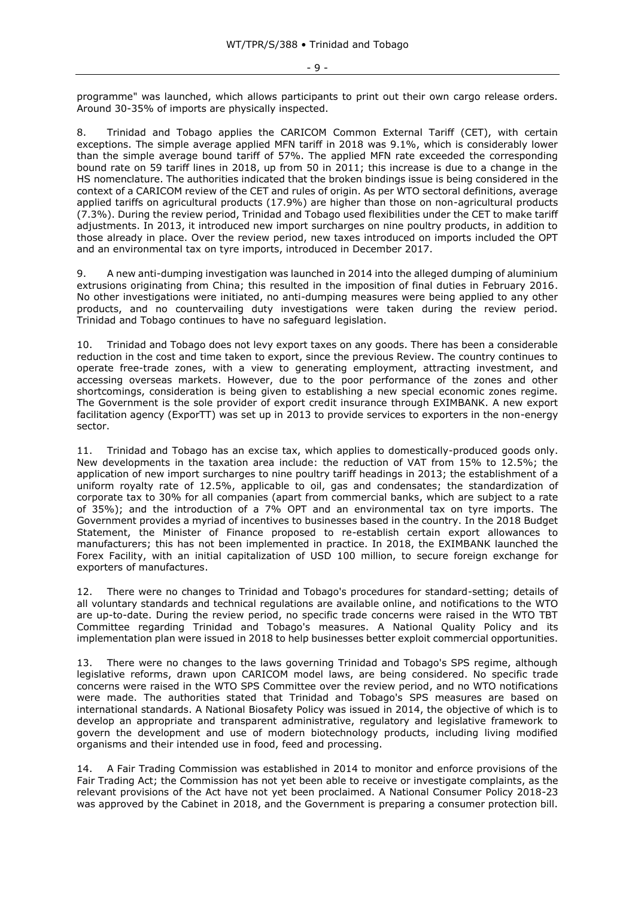programme" was launched, which allows participants to print out their own cargo release orders. Around 30-35% of imports are physically inspected.

8. Trinidad and Tobago applies the CARICOM Common External Tariff (CET), with certain exceptions. The simple average applied MFN tariff in 2018 was 9.1%, which is considerably lower than the simple average bound tariff of 57%. The applied MFN rate exceeded the corresponding bound rate on 59 tariff lines in 2018, up from 50 in 2011; this increase is due to a change in the HS nomenclature. The authorities indicated that the broken bindings issue is being considered in the context of a CARICOM review of the CET and rules of origin. As per WTO sectoral definitions, average applied tariffs on agricultural products (17.9%) are higher than those on non-agricultural products (7.3%). During the review period, Trinidad and Tobago used flexibilities under the CET to make tariff adjustments. In 2013, it introduced new import surcharges on nine poultry products, in addition to those already in place. Over the review period, new taxes introduced on imports included the OPT and an environmental tax on tyre imports, introduced in December 2017.

9. A new anti-dumping investigation was launched in 2014 into the alleged dumping of aluminium extrusions originating from China; this resulted in the imposition of final duties in February 2016. No other investigations were initiated, no anti-dumping measures were being applied to any other products, and no countervailing duty investigations were taken during the review period. Trinidad and Tobago continues to have no safeguard legislation.

10. Trinidad and Tobago does not levy export taxes on any goods. There has been a considerable reduction in the cost and time taken to export, since the previous Review. The country continues to operate free-trade zones, with a view to generating employment, attracting investment, and accessing overseas markets. However, due to the poor performance of the zones and other shortcomings, consideration is being given to establishing a new special economic zones regime. The Government is the sole provider of export credit insurance through EXIMBANK. A new export facilitation agency (ExporTT) was set up in 2013 to provide services to exporters in the non-energy sector.

11. Trinidad and Tobago has an excise tax, which applies to domestically-produced goods only. New developments in the taxation area include: the reduction of VAT from 15% to 12.5%; the application of new import surcharges to nine poultry tariff headings in 2013; the establishment of a uniform royalty rate of 12.5%, applicable to oil, gas and condensates; the standardization of corporate tax to 30% for all companies (apart from commercial banks, which are subject to a rate of 35%); and the introduction of a 7% OPT and an environmental tax on tyre imports. The Government provides a myriad of incentives to businesses based in the country. In the 2018 Budget Statement, the Minister of Finance proposed to re-establish certain export allowances to manufacturers; this has not been implemented in practice. In 2018, the EXIMBANK launched the Forex Facility, with an initial capitalization of USD 100 million, to secure foreign exchange for exporters of manufactures.

12. There were no changes to Trinidad and Tobago's procedures for standard-setting; details of all voluntary standards and technical regulations are available online, and notifications to the WTO are up-to-date. During the review period, no specific trade concerns were raised in the WTO TBT Committee regarding Trinidad and Tobago's measures. A National Quality Policy and its implementation plan were issued in 2018 to help businesses better exploit commercial opportunities.

13. There were no changes to the laws governing Trinidad and Tobago's SPS regime, although legislative reforms, drawn upon CARICOM model laws, are being considered. No specific trade concerns were raised in the WTO SPS Committee over the review period, and no WTO notifications were made. The authorities stated that Trinidad and Tobago's SPS measures are based on international standards. A National Biosafety Policy was issued in 2014, the objective of which is to develop an appropriate and transparent administrative, regulatory and legislative framework to govern the development and use of modern biotechnology products, including living modified organisms and their intended use in food, feed and processing.

14. A Fair Trading Commission was established in 2014 to monitor and enforce provisions of the Fair Trading Act; the Commission has not yet been able to receive or investigate complaints, as the relevant provisions of the Act have not yet been proclaimed. A National Consumer Policy 2018-23 was approved by the Cabinet in 2018, and the Government is preparing a consumer protection bill.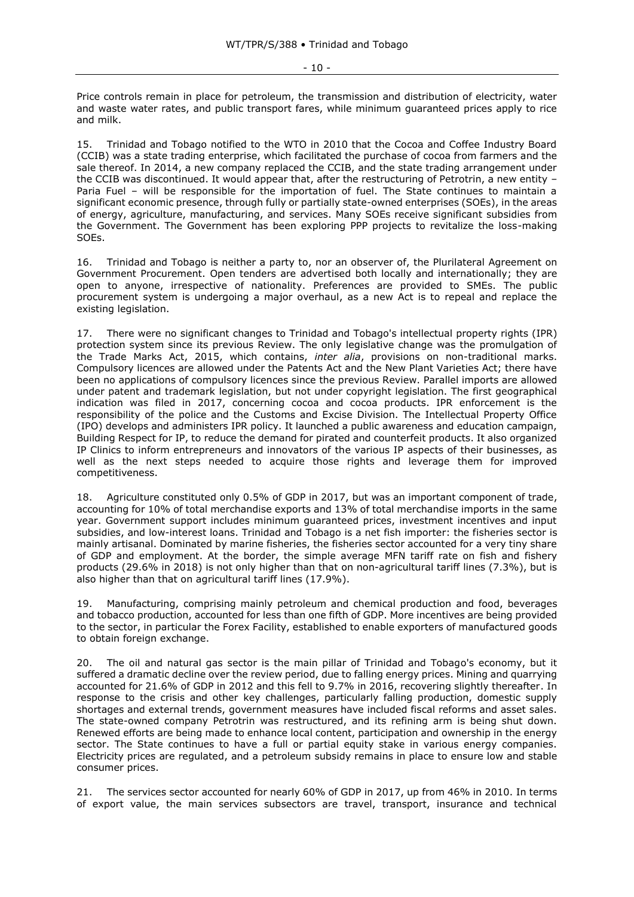Price controls remain in place for petroleum, the transmission and distribution of electricity, water and waste water rates, and public transport fares, while minimum guaranteed prices apply to rice and milk.

15. Trinidad and Tobago notified to the WTO in 2010 that the Cocoa and Coffee Industry Board (CCIB) was a state trading enterprise, which facilitated the purchase of cocoa from farmers and the sale thereof. In 2014, a new company replaced the CCIB, and the state trading arrangement under the CCIB was discontinued. It would appear that, after the restructuring of Petrotrin, a new entity – Paria Fuel – will be responsible for the importation of fuel. The State continues to maintain a significant economic presence, through fully or partially state-owned enterprises (SOEs), in the areas of energy, agriculture, manufacturing, and services. Many SOEs receive significant subsidies from the Government. The Government has been exploring PPP projects to revitalize the loss-making SOEs.

16. Trinidad and Tobago is neither a party to, nor an observer of, the Plurilateral Agreement on Government Procurement. Open tenders are advertised both locally and internationally; they are open to anyone, irrespective of nationality. Preferences are provided to SMEs. The public procurement system is undergoing a major overhaul, as a new Act is to repeal and replace the existing legislation.

17. There were no significant changes to Trinidad and Tobago's intellectual property rights (IPR) protection system since its previous Review. The only legislative change was the promulgation of the Trade Marks Act, 2015, which contains, *inter alia*, provisions on non-traditional marks. Compulsory licences are allowed under the Patents Act and the New Plant Varieties Act; there have been no applications of compulsory licences since the previous Review. Parallel imports are allowed under patent and trademark legislation, but not under copyright legislation. The first geographical indication was filed in 2017, concerning cocoa and cocoa products. IPR enforcement is the responsibility of the police and the Customs and Excise Division. The Intellectual Property Office (IPO) develops and administers IPR policy. It launched a public awareness and education campaign, Building Respect for IP, to reduce the demand for pirated and counterfeit products. It also organized IP Clinics to inform entrepreneurs and innovators of the various IP aspects of their businesses, as well as the next steps needed to acquire those rights and leverage them for improved competitiveness.

18. Agriculture constituted only 0.5% of GDP in 2017, but was an important component of trade, accounting for 10% of total merchandise exports and 13% of total merchandise imports in the same year. Government support includes minimum guaranteed prices, investment incentives and input subsidies, and low-interest loans. Trinidad and Tobago is a net fish importer: the fisheries sector is mainly artisanal. Dominated by marine fisheries, the fisheries sector accounted for a very tiny share of GDP and employment. At the border, the simple average MFN tariff rate on fish and fishery products (29.6% in 2018) is not only higher than that on non-agricultural tariff lines (7.3%), but is also higher than that on agricultural tariff lines (17.9%).

19. Manufacturing, comprising mainly petroleum and chemical production and food, beverages and tobacco production, accounted for less than one fifth of GDP. More incentives are being provided to the sector, in particular the Forex Facility, established to enable exporters of manufactured goods to obtain foreign exchange.

20. The oil and natural gas sector is the main pillar of Trinidad and Tobago's economy, but it suffered a dramatic decline over the review period, due to falling energy prices. Mining and quarrying accounted for 21.6% of GDP in 2012 and this fell to 9.7% in 2016, recovering slightly thereafter. In response to the crisis and other key challenges, particularly falling production, domestic supply shortages and external trends, government measures have included fiscal reforms and asset sales. The state-owned company Petrotrin was restructured, and its refining arm is being shut down. Renewed efforts are being made to enhance local content, participation and ownership in the energy sector. The State continues to have a full or partial equity stake in various energy companies. Electricity prices are regulated, and a petroleum subsidy remains in place to ensure low and stable consumer prices.

21. The services sector accounted for nearly 60% of GDP in 2017, up from 46% in 2010. In terms of export value, the main services subsectors are travel, transport, insurance and technical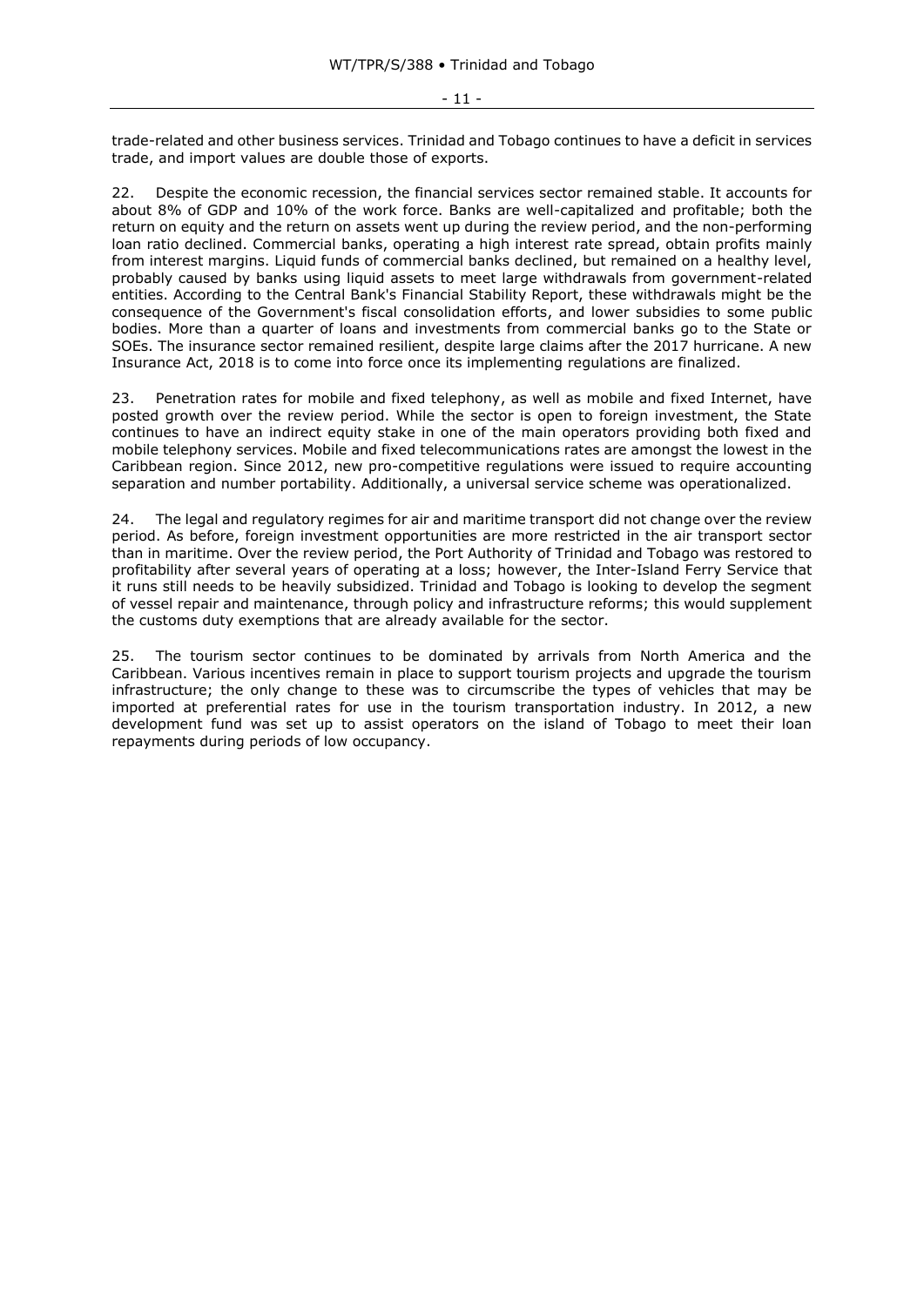trade-related and other business services. Trinidad and Tobago continues to have a deficit in services trade, and import values are double those of exports.

22. Despite the economic recession, the financial services sector remained stable. It accounts for about 8% of GDP and 10% of the work force. Banks are well-capitalized and profitable; both the return on equity and the return on assets went up during the review period, and the non-performing loan ratio declined. Commercial banks, operating a high interest rate spread, obtain profits mainly from interest margins. Liquid funds of commercial banks declined, but remained on a healthy level, probably caused by banks using liquid assets to meet large withdrawals from government-related entities. According to the Central Bank's Financial Stability Report, these withdrawals might be the consequence of the Government's fiscal consolidation efforts, and lower subsidies to some public bodies. More than a quarter of loans and investments from commercial banks go to the State or SOEs. The insurance sector remained resilient, despite large claims after the 2017 hurricane. A new Insurance Act, 2018 is to come into force once its implementing regulations are finalized.

23. Penetration rates for mobile and fixed telephony, as well as mobile and fixed Internet, have posted growth over the review period. While the sector is open to foreign investment, the State continues to have an indirect equity stake in one of the main operators providing both fixed and mobile telephony services. Mobile and fixed telecommunications rates are amongst the lowest in the Caribbean region. Since 2012, new pro-competitive regulations were issued to require accounting separation and number portability. Additionally, a universal service scheme was operationalized.

24. The legal and regulatory regimes for air and maritime transport did not change over the review period. As before, foreign investment opportunities are more restricted in the air transport sector than in maritime. Over the review period, the Port Authority of Trinidad and Tobago was restored to profitability after several years of operating at a loss; however, the Inter-Island Ferry Service that it runs still needs to be heavily subsidized. Trinidad and Tobago is looking to develop the segment of vessel repair and maintenance, through policy and infrastructure reforms; this would supplement the customs duty exemptions that are already available for the sector.

25. The tourism sector continues to be dominated by arrivals from North America and the Caribbean. Various incentives remain in place to support tourism projects and upgrade the tourism infrastructure; the only change to these was to circumscribe the types of vehicles that may be imported at preferential rates for use in the tourism transportation industry. In 2012, a new development fund was set up to assist operators on the island of Tobago to meet their loan repayments during periods of low occupancy.